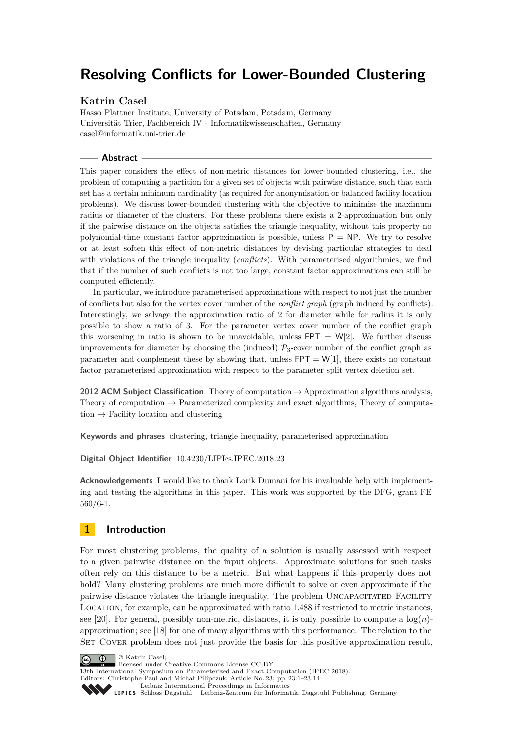# Resolving Conflicts for Lower-Bounded Clustering

**Katrin Casel**

Hasso Plattner Institute, University of Potsdam, Potsdam, Germany
Universität Trier, Fachbereich IV - Informatikwissenschaften, Germany
casel@informatik.uni-trier.de

## Abstract

This paper considers the effect of non-metric distances for lower-bounded clustering, i.e., the problem of computing a partition for a given set of objects with pairwise distance, such that each set has a certain minimum cardinality (as required for anonymisation or balanced facility location problems). We discuss lower-bounded clustering with the objective to minimise the maximum radius or diameter of the clusters. For these problems there exists a 2-approximation but only if the pairwise distance on the objects satisfies the triangle inequality, without this property no polynomial-time constant factor approximation is possible, unless $\mathsf{P} = \mathsf{NP}$. We try to resolve or at least soften this effect of non-metric distances by devising particular strategies to deal with violations of the triangle inequality (*conflicts*). With parameterised algorithmics, we find that if the number of such conflicts is not too large, constant factor approximations can still be computed efficiently.

In particular, we introduce parameterised approximations with respect to not just the number of conflicts but also for the vertex cover number of the *conflict graph* (graph induced by conflicts). Interestingly, we salvage the approximation ratio of 2 for diameter while for radius it is only possible to show a ratio of 3. For the parameter vertex cover number of the conflict graph this worsening in ratio is shown to be unavoidable, unless $\mathsf{FPT} = \mathsf{W}[2]$. We further discuss improvements for diameter by choosing the (induced) $\mathcal{P}_3$-cover number of the conflict graph as parameter and complement these by showing that, unless $\mathsf{FPT} = \mathsf{W}[1]$, there exists no constant factor parameterised approximation with respect to the parameter split vertex deletion set.

**2012 ACM Subject Classification** Theory of computation → Approximation algorithms analysis, Theory of computation → Parameterized complexity and exact algorithms, Theory of computation → Facility location and clustering

**Keywords and phrases** clustering, triangle inequality, parameterised approximation

**Digital Object Identifier** 10.4230/LIPIcs.IPEC.2018.23

**Acknowledgements** I would like to thank Lorik Dumani for his invaluable help with implementing and testing the algorithms in this paper. This work was supported by the DFG, grant FE 560/6-1.

## 1 Introduction

For most clustering problems, the quality of a solution is usually assessed with respect to a given pairwise distance on the input objects. Approximate solutions for such tasks often rely on this distance to be a metric. But what happens if this property does not hold? Many clustering problems are much more difficult to solve or even approximate if the pairwise distance violates the triangle inequality. The problem Uncapacitated Facility Location, for example, can be approximated with ratio 1.488 if restricted to metric instances, see [20]. For general, possibly non-metric, distances, it is only possible to compute a $\log(n)$-approximation; see [18] for one of many algorithms with this performance. The relation to the Set Cover problem does not just provide the basis for this positive approximation result,

© Katrin Casel;
licensed under Creative Commons License CC-BY
13th International Symposium on Parameterized and Exact Computation (IPEC 2018).
Editors: Christophe Paul and Michał Pilipczuk; Article No. 23; pp. 23:1–23:14
Leibniz International Proceedings in Informatics
Schloss Dagstuhl – Leibniz-Zentrum für Informatik, Dagstuhl Publishing, Germany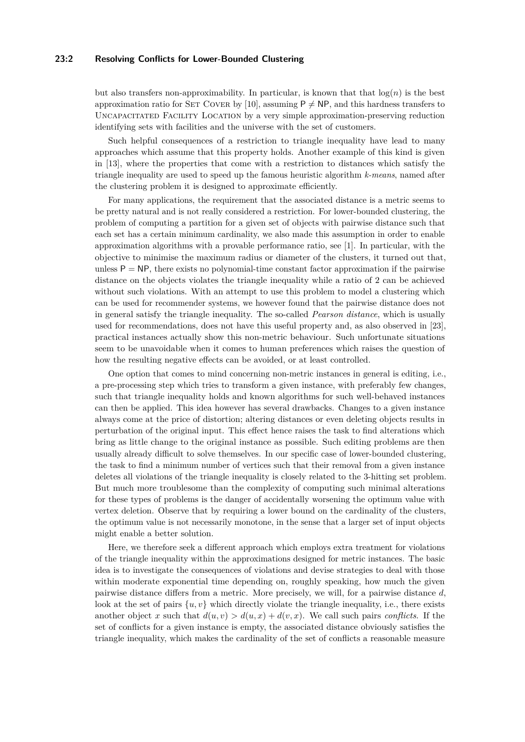but also transfers non-approximability. In particular, is known that that $\log(n)$ is the best approximation ratio for Set Cover by [10], assuming $\mathsf{P} \neq \mathsf{NP}$, and this hardness transfers to Uncapacitated Facility Location by a very simple approximation-preserving reduction identifying sets with facilities and the universe with the set of customers.

Such helpful consequences of a restriction to triangle inequality have lead to many approaches which assume that this property holds. Another example of this kind is given in [13], where the properties that come with a restriction to distances which satisfy the triangle inequality are used to speed up the famous heuristic algorithm *k-means*, named after the clustering problem it is designed to approximate efficiently.

For many applications, the requirement that the associated distance is a metric seems to be pretty natural and is not really considered a restriction. For lower-bounded clustering, the problem of computing a partition for a given set of objects with pairwise distance such that each set has a certain minimum cardinality, we also made this assumption in order to enable approximation algorithms with a provable performance ratio, see [1]. In particular, with the objective to minimise the maximum radius or diameter of the clusters, it turned out that, unless $\mathsf{P} = \mathsf{NP}$, there exists no polynomial-time constant factor approximation if the pairwise distance on the objects violates the triangle inequality while a ratio of 2 can be achieved without such violations. With an attempt to use this problem to model a clustering which can be used for recommender systems, we however found that the pairwise distance does not in general satisfy the triangle inequality. The so-called *Pearson distance*, which is usually used for recommendations, does not have this useful property and, as also observed in [23], practical instances actually show this non-metric behaviour. Such unfortunate situations seem to be unavoidable when it comes to human preferences which raises the question of how the resulting negative effects can be avoided, or at least controlled.

One option that comes to mind concerning non-metric instances in general is editing, i.e., a pre-processing step which tries to transform a given instance, with preferably few changes, such that triangle inequality holds and known algorithms for such well-behaved instances can then be applied. This idea however has several drawbacks. Changes to a given instance always come at the price of distortion; altering distances or even deleting objects results in perturbation of the original input. This effect hence raises the task to find alterations which bring as little change to the original instance as possible. Such editing problems are then usually already difficult to solve themselves. In our specific case of lower-bounded clustering, the task to find a minimum number of vertices such that their removal from a given instance deletes all violations of the triangle inequality is closely related to the 3-hitting set problem. But much more troublesome than the complexity of computing such minimal alterations for these types of problems is the danger of accidentally worsening the optimum value with vertex deletion. Observe that by requiring a lower bound on the cardinality of the clusters, the optimum value is not necessarily monotone, in the sense that a larger set of input objects might enable a better solution.

Here, we therefore seek a different approach which employs extra treatment for violations of the triangle inequality within the approximations designed for metric instances. The basic idea is to investigate the consequences of violations and devise strategies to deal with those within moderate exponential time depending on, roughly speaking, how much the given pairwise distance differs from a metric. More precisely, we will, for a pairwise distance $d$, look at the set of pairs $\{u, v\}$ which directly violate the triangle inequality, i.e., there exists another object $x$ such that $d(u, v) > d(u, x) + d(v, x)$. We call such pairs *conflicts*. If the set of conflicts for a given instance is empty, the associated distance obviously satisfies the triangle inequality, which makes the cardinality of the set of conflicts a reasonable measure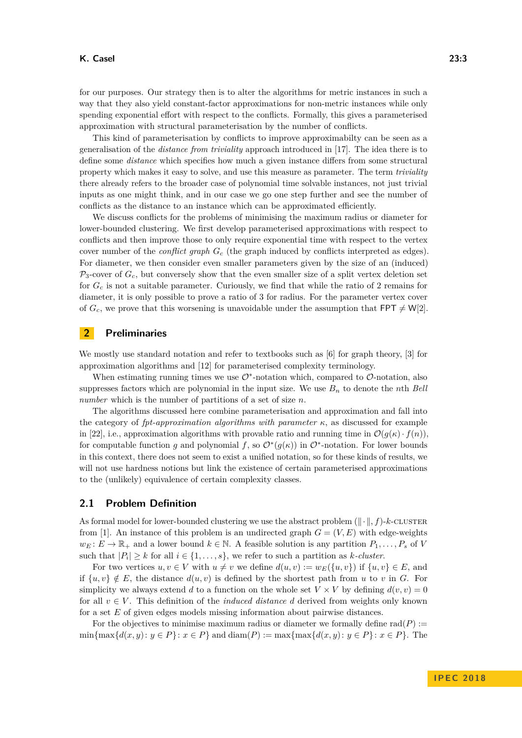for our purposes. Our strategy then is to alter the algorithms for metric instances in such a way that they also yield constant-factor approximations for non-metric instances while only spending exponential effort with respect to the conflicts. Formally, this gives a parameterised approximation with structural parameterisation by the number of conflicts.

This kind of parameterisation by conflicts to improve approximabilty can be seen as a generalisation of the *distance from triviality* approach introduced in [17]. The idea there is to define some *distance* which specifies how much a given instance differs from some structural property which makes it easy to solve, and use this measure as parameter. The term *triviality* there already refers to the broader case of polynomial time solvable instances, not just trivial inputs as one might think, and in our case we go one step further and see the number of conflicts as the distance to an instance which can be approximated efficiently.

We discuss conflicts for the problems of minimising the maximum radius or diameter for lower-bounded clustering. We first develop parameterised approximations with respect to conflicts and then improve those to only require exponential time with respect to the vertex cover number of the *conflict graph* $G_c$ (the graph induced by conflicts interpreted as edges). For diameter, we then consider even smaller parameters given by the size of an (induced) $\mathcal{P}_3$-cover of $G_c$, but conversely show that the even smaller size of a split vertex deletion set for $G_c$ is not a suitable parameter. Curiously, we find that while the ratio of 2 remains for diameter, it is only possible to prove a ratio of 3 for radius. For the parameter vertex cover of $G_c$, we prove that this worsening is unavoidable under the assumption that $\mathsf{FPT} \neq \mathsf{W}[2]$.

## 2 Preliminaries

We mostly use standard notation and refer to textbooks such as [6] for graph theory, [3] for approximation algorithms and [12] for parameterised complexity terminology.

When estimating running times we use $\mathcal{O}^*$-notation which, compared to $\mathcal{O}$-notation, also suppresses factors which are polynomial in the input size. We use $B_n$ to denote the $n$th *Bell number* which is the number of partitions of a set of size $n$.

The algorithms discussed here combine parameterisation and approximation and fall into the category of *fpt-approximation algorithms with parameter* $\kappa$, as discussed for example in [22], i.e., approximation algorithms with provable ratio and running time in $\mathcal{O}(g(\kappa) \cdot f(n))$, for computable function $g$ and polynomial $f$, so $\mathcal{O}^*(g(\kappa))$ in $\mathcal{O}^*$-notation. For lower bounds in this context, there does not seem to exist a unified notation, so for these kinds of results, we will not use hardness notions but link the existence of certain parameterised approximations to the (unlikely) equivalence of certain complexity classes.

### 2.1 Problem Definition

As formal model for lower-bounded clustering we use the abstract problem $(\|\cdot\|, f)$-$k$-CLUSTER from [1]. An instance of this problem is an undirected graph $G = (V, E)$ with edge-weights $w_E \colon E \to \mathbb{R}_+$ and a lower bound $k \in \mathbb{N}$. A feasible solution is any partition $P_1, \ldots, P_s$ of $V$ such that $|P_i| \geq k$ for all $i \in \{1, \ldots, s\}$, we refer to such a partition as $k$-*cluster*.

For two vertices $u, v \in V$ with $u \neq v$ we define $d(u, v) := w_E(\{u, v\})$ if $\{u, v\} \in E$, and if $\{u, v\} \notin E$, the distance $d(u, v)$ is defined by the shortest path from $u$ to $v$ in $G$. For simplicity we always extend $d$ to a function on the whole set $V \times V$ by defining $d(v, v) = 0$ for all $v \in V$. This definition of the *induced distance* $d$ derived from weights only known for a set $E$ of given edges models missing information about pairwise distances.

For the objectives to minimise maximum radius or diameter we formally define $\operatorname{rad}(P) := \min\{\max\{d(x, y) \colon y \in P\} \colon x \in P\}$ and $\operatorname{diam}(P) := \max\{\max\{d(x, y) \colon y \in P\} \colon x \in P\}$. The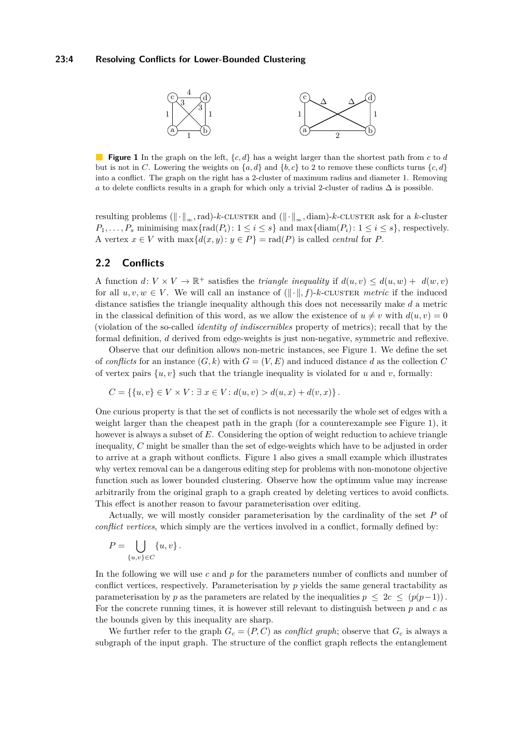**Figure 1** In the graph on the left, $\{c, d\}$ has a weight larger than the shortest path from $c$ to $d$ but is not in $C$. Lowering the weights on $\{a, d\}$ and $\{b, c\}$ to 2 to remove these conflicts turns $\{c, d\}$ into a conflict. The graph on the right has a 2-cluster of maximum radius and diameter 1. Removing $a$ to delete conflicts results in a graph for which only a trivial 2-cluster of radius $\Delta$ is possible.

resulting problems $(\|\cdot\|_\infty, \text{rad})$-$k$-CLUSTER and $(\|\cdot\|_\infty, \text{diam})$-$k$-CLUSTER ask for a $k$-cluster $P_1, \ldots, P_s$ minimising $\max\{\text{rad}(P_i) : 1 \leq i \leq s\}$ and $\max\{\text{diam}(P_i) : 1 \leq i \leq s\}$, respectively. A vertex $x \in V$ with $\max\{d(x, y) : y \in P\} = \text{rad}(P)$ is called *central* for $P$.

## 2.2 Conflicts

A function $d : V \times V \to \mathbb{R}^+$ satisfies the *triangle inequality* if $d(u, v) \leq d(u, w) + d(w, v)$ for all $u, v, w \in V$. We will call an instance of $(\|\cdot\|, f)$-$k$-CLUSTER *metric* if the induced distance satisfies the triangle inequality although this does not necessarily make $d$ a metric in the classical definition of this word, as we allow the existence of $u \neq v$ with $d(u, v) = 0$ (violation of the so-called *identity of indiscernibles* property of metrics); recall that by the formal definition, $d$ derived from edge-weights is just non-negative, symmetric and reflexive.

Observe that our definition allows non-metric instances, see Figure 1. We define the set of *conflicts* for an instance $(G, k)$ with $G = (V, E)$ and induced distance $d$ as the collection $C$ of vertex pairs $\{u, v\}$ such that the triangle inequality is violated for $u$ and $v$, formally:

$$C = \{\{u, v\} \in V \times V : \exists\, x \in V : d(u, v) > d(u, x) + d(v, x)\} .$$

One curious property is that the set of conflicts is not necessarily the whole set of edges with a weight larger than the cheapest path in the graph (for a counterexample see Figure 1), it however is always a subset of $E$. Considering the option of weight reduction to achieve triangle inequality, $C$ might be smaller than the set of edge-weights which have to be adjusted in order to arrive at a graph without conflicts. Figure 1 also gives a small example which illustrates why vertex removal can be a dangerous editing step for problems with non-monotone objective function such as lower bounded clustering. Observe how the optimum value may increase arbitrarily from the original graph to a graph created by deleting vertices to avoid conflicts. This effect is another reason to favour parameterisation over editing.

Actually, we will mostly consider parameterisation by the cardinality of the set $P$ of *conflict vertices*, which simply are the vertices involved in a conflict, formally defined by:

$$P = \bigcup_{\{u,v\} \in C} \{u, v\} .$$

In the following we will use $c$ and $p$ for the parameters number of conflicts and number of conflict vertices, respectively. Parameterisation by $p$ yields the same general tractability as parameterisation by $p$ as the parameters are related by the inequalities $p \leq 2c \leq (p(p-1))$. For the concrete running times, it is however still relevant to distinguish between $p$ and $c$ as the bounds given by this inequality are sharp.

We further refer to the graph $G_c = (P, C)$ as *conflict graph*; observe that $G_c$ is always a subgraph of the input graph. The structure of the conflict graph reflects the entanglement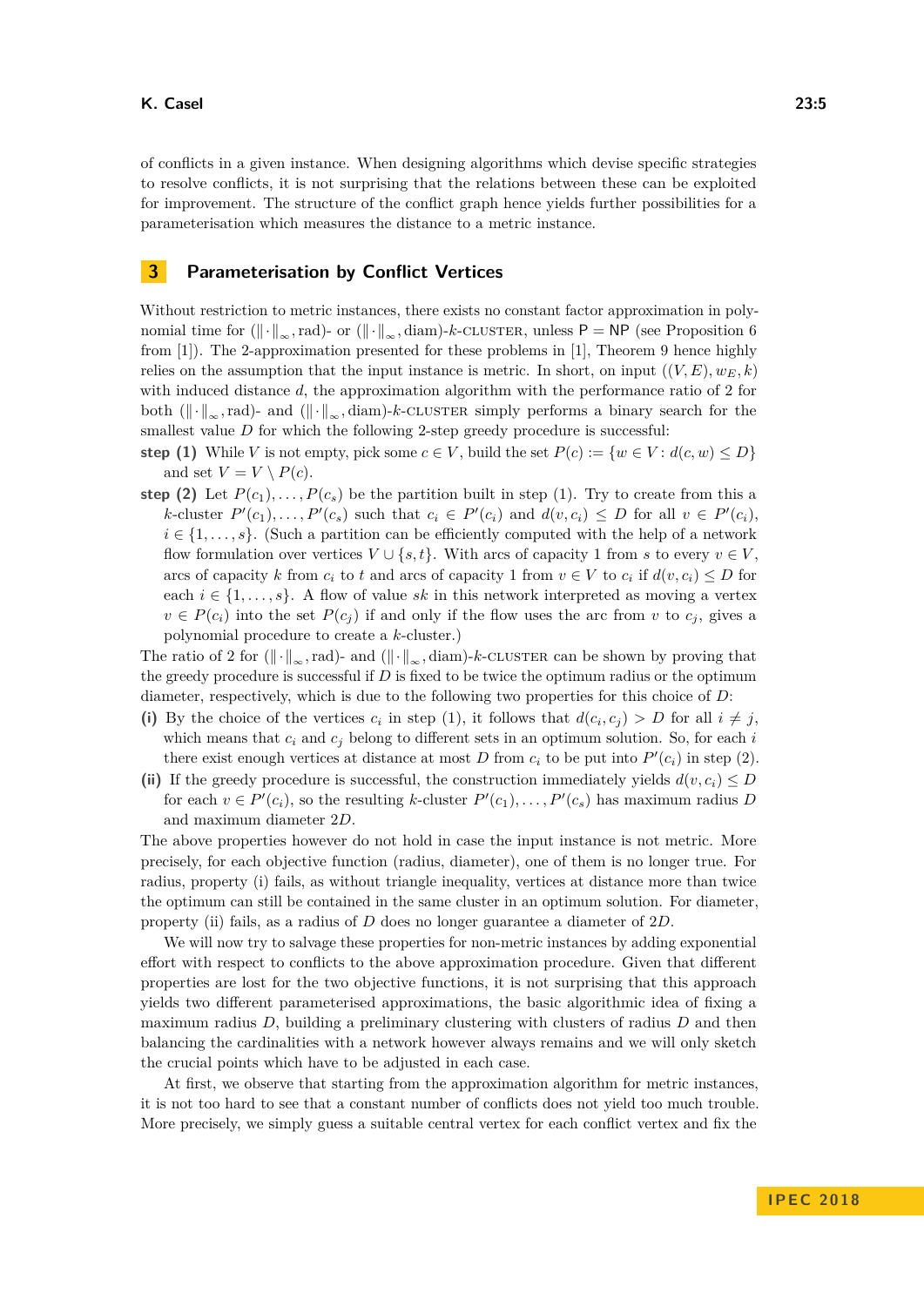of conflicts in a given instance. When designing algorithms which devise specific strategies to resolve conflicts, it is not surprising that the relations between these can be exploited for improvement. The structure of the conflict graph hence yields further possibilities for a parameterisation which measures the distance to a metric instance.

## 3 Parameterisation by Conflict Vertices

Without restriction to metric instances, there exists no constant factor approximation in polynomial time for $(\|\cdot\|_\infty, \mathrm{rad})$- or $(\|\cdot\|_\infty, \mathrm{diam})$-$k$-CLUSTER, unless P = NP (see Proposition 6 from [1]). The 2-approximation presented for these problems in [1], Theorem 9 hence highly relies on the assumption that the input instance is metric. In short, on input $((V, E), w_E, k)$ with induced distance $d$, the approximation algorithm with the performance ratio of 2 for both $(\|\cdot\|_\infty, \mathrm{rad})$- and $(\|\cdot\|_\infty, \mathrm{diam})$-$k$-CLUSTER simply performs a binary search for the smallest value $D$ for which the following 2-step greedy procedure is successful:

**step (1)** While $V$ is not empty, pick some $c \in V$, build the set $P(c) := \{w \in V : d(c, w) \leq D\}$ and set $V = V \setminus P(c)$.

**step (2)** Let $P(c_1), \ldots, P(c_s)$ be the partition built in step (1). Try to create from this a $k$-cluster $P'(c_1), \ldots, P'(c_s)$ such that $c_i \in P'(c_i)$ and $d(v, c_i) \leq D$ for all $v \in P'(c_i)$, $i \in \{1, \ldots, s\}$. (Such a partition can be efficiently computed with the help of a network flow formulation over vertices $V \cup \{s, t\}$. With arcs of capacity 1 from $s$ to every $v \in V$, arcs of capacity $k$ from $c_i$ to $t$ and arcs of capacity 1 from $v \in V$ to $c_i$ if $d(v, c_i) \leq D$ for each $i \in \{1, \ldots, s\}$. A flow of value $sk$ in this network interpreted as moving a vertex $v \in P(c_i)$ into the set $P(c_j)$ if and only if the flow uses the arc from $v$ to $c_j$, gives a polynomial procedure to create a $k$-cluster.)

The ratio of 2 for $(\|\cdot\|_\infty, \mathrm{rad})$- and $(\|\cdot\|_\infty, \mathrm{diam})$-$k$-CLUSTER can be shown by proving that the greedy procedure is successful if $D$ is fixed to be twice the optimum radius or the optimum diameter, respectively, which is due to the following two properties for this choice of $D$:

**(i)** By the choice of the vertices $c_i$ in step (1), it follows that $d(c_i, c_j) > D$ for all $i \neq j$, which means that $c_i$ and $c_j$ belong to different sets in an optimum solution. So, for each $i$ there exist enough vertices at distance at most $D$ from $c_i$ to be put into $P'(c_i)$ in step (2).

**(ii)** If the greedy procedure is successful, the construction immediately yields $d(v, c_i) \leq D$ for each $v \in P'(c_i)$, so the resulting $k$-cluster $P'(c_1), \ldots, P'(c_s)$ has maximum radius $D$ and maximum diameter $2D$.

The above properties however do not hold in case the input instance is not metric. More precisely, for each objective function (radius, diameter), one of them is no longer true. For radius, property (i) fails, as without triangle inequality, vertices at distance more than twice the optimum can still be contained in the same cluster in an optimum solution. For diameter, property (ii) fails, as a radius of $D$ does no longer guarantee a diameter of $2D$.

We will now try to salvage these properties for non-metric instances by adding exponential effort with respect to conflicts to the above approximation procedure. Given that different properties are lost for the two objective functions, it is not surprising that this approach yields two different parameterised approximations, the basic algorithmic idea of fixing a maximum radius $D$, building a preliminary clustering with clusters of radius $D$ and then balancing the cardinalities with a network however always remains and we will only sketch the crucial points which have to be adjusted in each case.

At first, we observe that starting from the approximation algorithm for metric instances, it is not too hard to see that a constant number of conflicts does not yield too much trouble. More precisely, we simply guess a suitable central vertex for each conflict vertex and fix the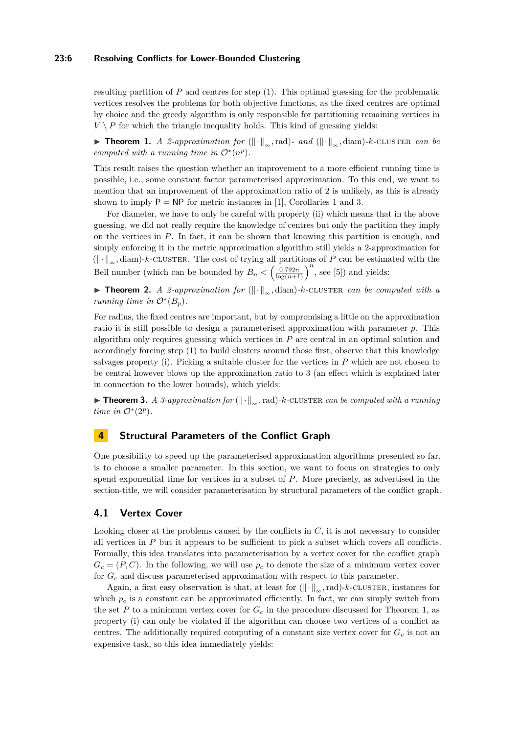resulting partition of $P$ and centres for step (1). This optimal guessing for the problematic vertices resolves the problems for both objective functions, as the fixed centres are optimal by choice and the greedy algorithm is only responsible for partitioning remaining vertices in $V \setminus P$ for which the triangle inequality holds. This kind of guessing yields:

▶ **Theorem 1.** *A 2-approximation for* $(\|\cdot\|_\infty, \mathrm{rad})$*- and* $(\|\cdot\|_\infty, \mathrm{diam})$*-$k$-*CLUSTER *can be computed with a running time in* $\mathcal{O}^*(n^p)$*.*

This result raises the question whether an improvement to a more efficient running time is possible, i.e., some constant factor parameterised approximation. To this end, we want to mention that an improvement of the approximation ratio of 2 is unlikely, as this is already shown to imply P = NP for metric instances in [1], Corollaries 1 and 3.

For diameter, we have to only be careful with property (ii) which means that in the above guessing, we did not really require the knowledge of centres but only the partition they imply on the vertices in $P$. In fact, it can be shown that knowing this partition is enough, and simply enforcing it in the metric approximation algorithm still yields a 2-approximation for $(\|\cdot\|_\infty, \mathrm{diam})$-$k$-CLUSTER. The cost of trying all partitions of $P$ can be estimated with the Bell number (which can be bounded by $B_n < \left(\frac{0.792n}{\log(n+1)}\right)^n$, see [5]) and yields:

▶ **Theorem 2.** *A 2-approximation for* $(\|\cdot\|_\infty, \mathrm{diam})$*-$k$-*CLUSTER *can be computed with a running time in* $\mathcal{O}^*(B_p)$*.*

For radius, the fixed centres are important, but by compromising a little on the approximation ratio it is still possible to design a parameterised approximation with parameter $p$. This algorithm only requires guessing which vertices in $P$ are central in an optimal solution and accordingly forcing step (1) to build clusters around those first; observe that this knowledge salvages property (i). Picking a suitable cluster for the vertices in $P$ which are not chosen to be central however blows up the approximation ratio to 3 (an effect which is explained later in connection to the lower bounds), which yields:

▶ **Theorem 3.** *A 3-approximation for* $(\|\cdot\|_\infty, \mathrm{rad})$*-$k$-*CLUSTER *can be computed with a running time in* $\mathcal{O}^*(2^p)$*.*

## 4 Structural Parameters of the Conflict Graph

One possibility to speed up the parameterised approximation algorithms presented so far, is to choose a smaller parameter. In this section, we want to focus on strategies to only spend exponential time for vertices in a subset of $P$. More precisely, as advertised in the section-title, we will consider parameterisation by structural parameters of the conflict graph.

### 4.1 Vertex Cover

Looking closer at the problems caused by the conflicts in $C$, it is not necessary to consider all vertices in $P$ but it appears to be sufficient to pick a subset which covers all conflicts. Formally, this idea translates into parameterisation by a vertex cover for the conflict graph $G_c = (P, C)$. In the following, we will use $p_c$ to denote the size of a minimum vertex cover for $G_c$ and discuss parameterised approximation with respect to this parameter.

Again, a first easy observation is that, at least for $(\|\cdot\|_\infty, \mathrm{rad})$-$k$-CLUSTER, instances for which $p_c$ is a constant can be approximated efficiently. In fact, we can simply switch from the set $P$ to a minimum vertex cover for $G_c$ in the procedure discussed for Theorem 1, as property (i) can only be violated if the algorithm can choose two vertices of a conflict as centres. The additionally required computing of a constant size vertex cover for $G_c$ is not an expensive task, so this idea immediately yields: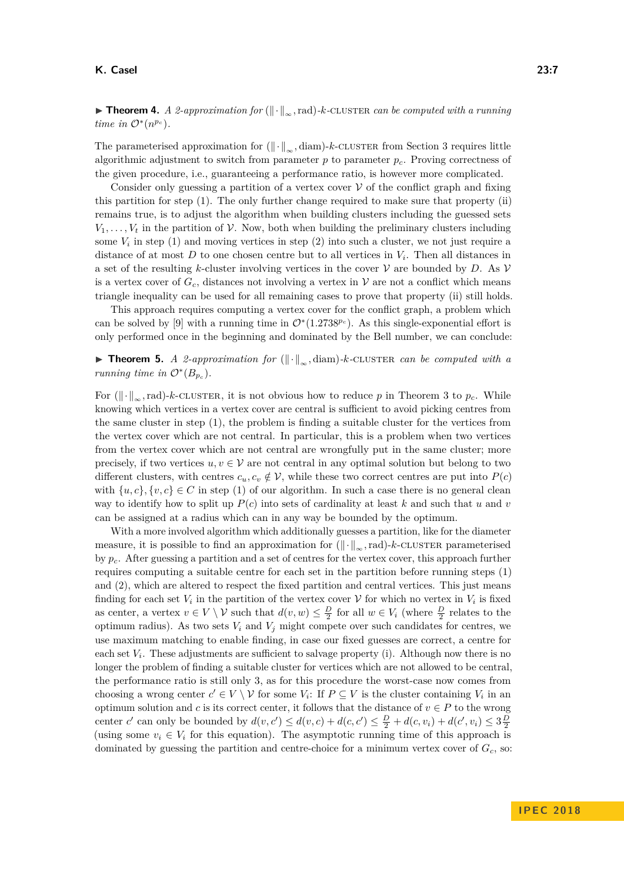▶ **Theorem 4.** *A 2-approximation for* $(\|\cdot\|_\infty, \text{rad})$*-k-*CLUSTER *can be computed with a running time in* $\mathcal{O}^*(n^{p_c})$*.*

The parameterised approximation for $(\|\cdot\|_\infty, \text{diam})$-$k$-CLUSTER from Section 3 requires little algorithmic adjustment to switch from parameter $p$ to parameter $p_c$. Proving correctness of the given procedure, i.e., guaranteeing a performance ratio, is however more complicated.

Consider only guessing a partition of a vertex cover $\mathcal{V}$ of the conflict graph and fixing this partition for step (1). The only further change required to make sure that property (ii) remains true, is to adjust the algorithm when building clusters including the guessed sets $V_1, \ldots, V_t$ in the partition of $\mathcal{V}$. Now, both when building the preliminary clusters including some $V_i$ in step (1) and moving vertices in step (2) into such a cluster, we not just require a distance of at most $D$ to one chosen centre but to all vertices in $V_i$. Then all distances in a set of the resulting $k$-cluster involving vertices in the cover $\mathcal{V}$ are bounded by $D$. As $\mathcal{V}$ is a vertex cover of $G_c$, distances not involving a vertex in $\mathcal{V}$ are not a conflict which means triangle inequality can be used for all remaining cases to prove that property (ii) still holds.

This approach requires computing a vertex cover for the conflict graph, a problem which can be solved by [9] with a running time in $\mathcal{O}^*(1.2738^{p_c})$. As this single-exponential effort is only performed once in the beginning and dominated by the Bell number, we can conclude:

▶ **Theorem 5.** *A 2-approximation for* $(\|\cdot\|_\infty, \text{diam})$*-k-*CLUSTER *can be computed with a running time in* $\mathcal{O}^*(B_{p_c})$*.*

For $(\|\cdot\|_\infty, \text{rad})$-$k$-CLUSTER, it is not obvious how to reduce $p$ in Theorem 3 to $p_c$. While knowing which vertices in a vertex cover are central is sufficient to avoid picking centres from the same cluster in step (1), the problem is finding a suitable cluster for the vertices from the vertex cover which are not central. In particular, this is a problem when two vertices from the vertex cover which are not central are wrongfully put in the same cluster; more precisely, if two vertices $u, v \in \mathcal{V}$ are not central in any optimal solution but belong to two different clusters, with centres $c_u, c_v \notin \mathcal{V}$, while these two correct centres are put into $P(c)$ with $\{u, c\}, \{v, c\} \in C$ in step (1) of our algorithm. In such a case there is no general clean way to identify how to split up $P(c)$ into sets of cardinality at least $k$ and such that $u$ and $v$ can be assigned at a radius which can in any way be bounded by the optimum.

With a more involved algorithm which additionally guesses a partition, like for the diameter measure, it is possible to find an approximation for $(\|\cdot\|_\infty, \text{rad})$-$k$-CLUSTER parameterised by $p_c$. After guessing a partition and a set of centres for the vertex cover, this approach further requires computing a suitable centre for each set in the partition before running steps (1) and (2), which are altered to respect the fixed partition and central vertices. This just means finding for each set $V_i$ in the partition of the vertex cover $\mathcal{V}$ for which no vertex in $V_i$ is fixed as center, a vertex $v \in V \setminus \mathcal{V}$ such that $d(v, w) \leq \frac{D}{2}$ for all $w \in V_i$ (where $\frac{D}{2}$ relates to the optimum radius). As two sets $V_i$ and $V_j$ might compete over such candidates for centres, we use maximum matching to enable finding, in case our fixed guesses are correct, a centre for each set $V_i$. These adjustments are sufficient to salvage property (i). Although now there is no longer the problem of finding a suitable cluster for vertices which are not allowed to be central, the performance ratio is still only 3, as for this procedure the worst-case now comes from choosing a wrong center $c' \in V \setminus \mathcal{V}$ for some $V_i$: If $P \subseteq V$ is the cluster containing $V_i$ in an optimum solution and $c$ is its correct center, it follows that the distance of $v \in P$ to the wrong center $c'$ can only be bounded by $d(v, c') \leq d(v, c) + d(c, c') \leq \frac{D}{2} + d(c, v_i) + d(c', v_i) \leq 3\frac{D}{2}$ (using some $v_i \in V_i$ for this equation). The asymptotic running time of this approach is dominated by guessing the partition and centre-choice for a minimum vertex cover of $G_c$, so: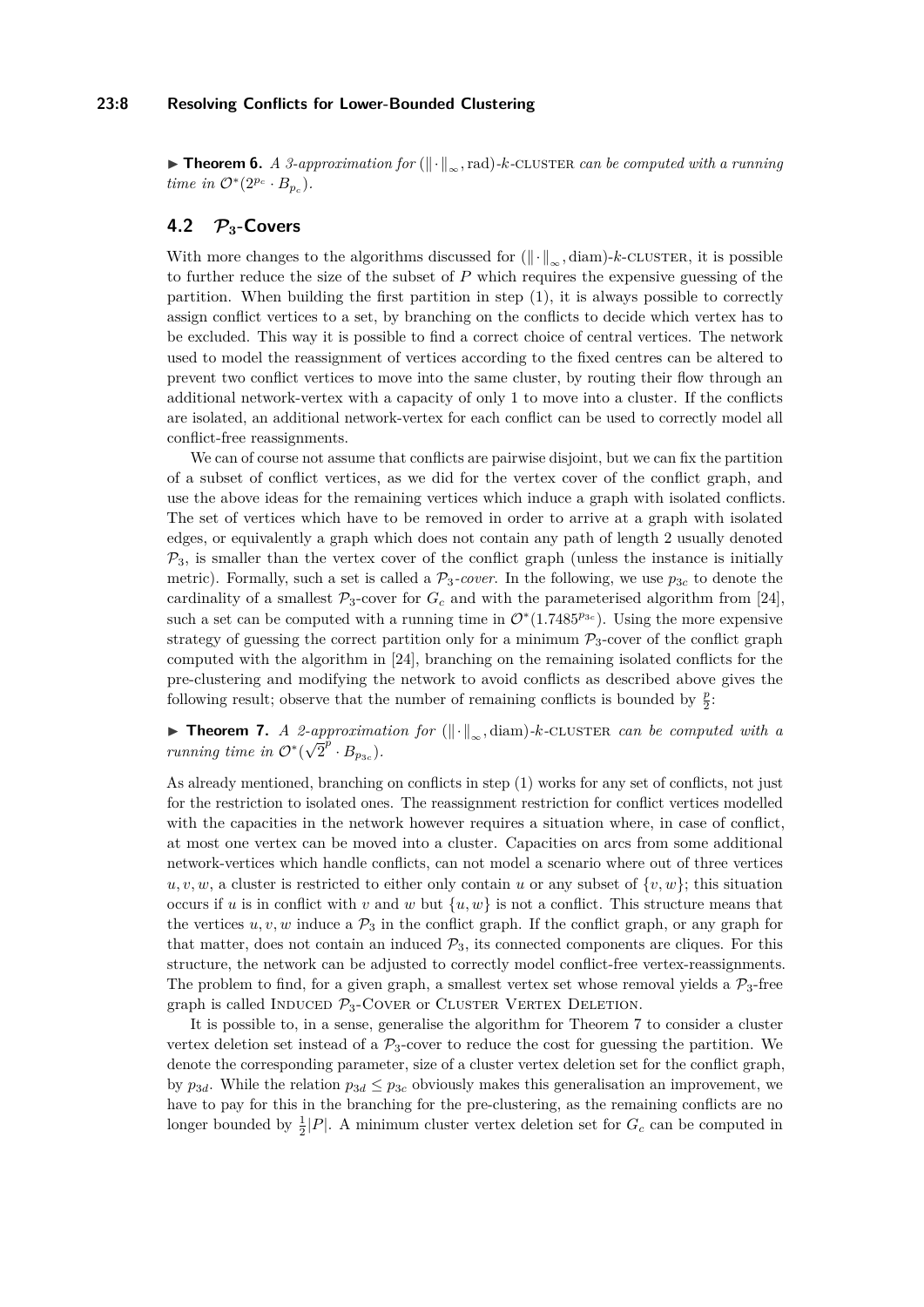▶ **Theorem 6.** *A 3-approximation for* $(\|\cdot\|_\infty, \text{rad})$*-k-*CLUSTER *can be computed with a running time in* $\mathcal{O}^*(2^{p_c} \cdot B_{p_c})$.

## 4.2 $\mathcal{P}_3$-Covers

With more changes to the algorithms discussed for $(\|\cdot\|_\infty, \text{diam})$-$k$-CLUSTER, it is possible to further reduce the size of the subset of $P$ which requires the expensive guessing of the partition. When building the first partition in step (1), it is always possible to correctly assign conflict vertices to a set, by branching on the conflicts to decide which vertex has to be excluded. This way it is possible to find a correct choice of central vertices. The network used to model the reassignment of vertices according to the fixed centres can be altered to prevent two conflict vertices to move into the same cluster, by routing their flow through an additional network-vertex with a capacity of only 1 to move into a cluster. If the conflicts are isolated, an additional network-vertex for each conflict can be used to correctly model all conflict-free reassignments.

We can of course not assume that conflicts are pairwise disjoint, but we can fix the partition of a subset of conflict vertices, as we did for the vertex cover of the conflict graph, and use the above ideas for the remaining vertices which induce a graph with isolated conflicts. The set of vertices which have to be removed in order to arrive at a graph with isolated edges, or equivalently a graph which does not contain any path of length 2 usually denoted $\mathcal{P}_3$, is smaller than the vertex cover of the conflict graph (unless the instance is initially metric). Formally, such a set is called a $\mathcal{P}_3$*-cover*. In the following, we use $p_{3c}$ to denote the cardinality of a smallest $\mathcal{P}_3$-cover for $G_c$ and with the parameterised algorithm from [24], such a set can be computed with a running time in $\mathcal{O}^*(1.7485^{p_{3c}})$. Using the more expensive strategy of guessing the correct partition only for a minimum $\mathcal{P}_3$-cover of the conflict graph computed with the algorithm in [24], branching on the remaining isolated conflicts for the pre-clustering and modifying the network to avoid conflicts as described above gives the following result; observe that the number of remaining conflicts is bounded by $\frac{p}{2}$:

▶ **Theorem 7.** *A 2-approximation for* $(\|\cdot\|_\infty, \text{diam})$*-k-*CLUSTER *can be computed with a running time in* $\mathcal{O}^*(\sqrt{2}^p \cdot B_{p_{3c}})$.

As already mentioned, branching on conflicts in step (1) works for any set of conflicts, not just for the restriction to isolated ones. The reassignment restriction for conflict vertices modelled with the capacities in the network however requires a situation where, in case of conflict, at most one vertex can be moved into a cluster. Capacities on arcs from some additional network-vertices which handle conflicts, can not model a scenario where out of three vertices $u, v, w$, a cluster is restricted to either only contain $u$ or any subset of $\{v, w\}$; this situation occurs if $u$ is in conflict with $v$ and $w$ but $\{u, w\}$ is not a conflict. This structure means that the vertices $u, v, w$ induce a $\mathcal{P}_3$ in the conflict graph. If the conflict graph, or any graph for that matter, does not contain an induced $\mathcal{P}_3$, its connected components are cliques. For this structure, the network can be adjusted to correctly model conflict-free vertex-reassignments. The problem to find, for a given graph, a smallest vertex set whose removal yields a $\mathcal{P}_3$-free graph is called INDUCED $\mathcal{P}_3$-COVER or CLUSTER VERTEX DELETION.

It is possible to, in a sense, generalise the algorithm for Theorem 7 to consider a cluster vertex deletion set instead of a $\mathcal{P}_3$-cover to reduce the cost for guessing the partition. We denote the corresponding parameter, size of a cluster vertex deletion set for the conflict graph, by $p_{3d}$. While the relation $p_{3d} \leq p_{3c}$ obviously makes this generalisation an improvement, we have to pay for this in the branching for the pre-clustering, as the remaining conflicts are no longer bounded by $\frac{1}{2}|P|$. A minimum cluster vertex deletion set for $G_c$ can be computed in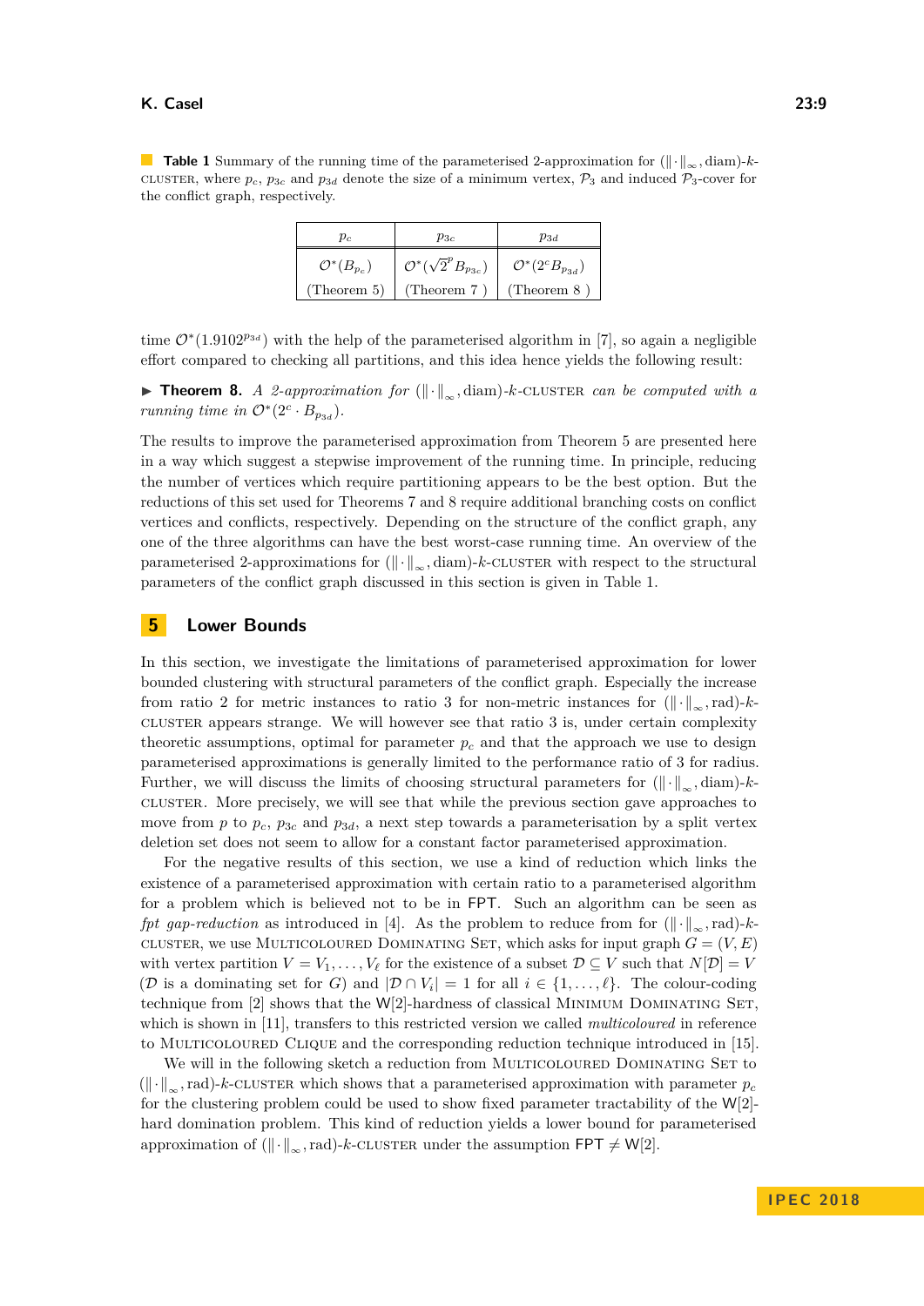**Table 1** Summary of the running time of the parameterised 2-approximation for $(\|\cdot\|_\infty, \text{diam})$-$k$-cluster, where $p_c$, $p_{3c}$ and $p_{3d}$ denote the size of a minimum vertex, $\mathcal{P}_3$ and induced $\mathcal{P}_3$-cover for the conflict graph, respectively.

| $p_c$ | $p_{3c}$ | $p_{3d}$ |
|---|---|---|
| $\mathcal{O}^*(B_{p_c})$ (Theorem 5) | $\mathcal{O}^*(\sqrt{2}^p B_{p_{3c}})$ (Theorem 7 ) | $\mathcal{O}^*(2^c B_{p_{3d}})$ (Theorem 8 ) |

time $\mathcal{O}^*(1.9102^{p_{3d}})$ with the help of the parameterised algorithm in [7], so again a negligible effort compared to checking all partitions, and this idea hence yields the following result:

▶ **Theorem 8.** *A 2-approximation for $(\|\cdot\|_\infty, \text{diam})$-$k$-cluster can be computed with a running time in $\mathcal{O}^*(2^c \cdot B_{p_{3d}})$.*

The results to improve the parameterised approximation from Theorem 5 are presented here in a way which suggest a stepwise improvement of the running time. In principle, reducing the number of vertices which require partitioning appears to be the best option. But the reductions of this set used for Theorems 7 and 8 require additional branching costs on conflict vertices and conflicts, respectively. Depending on the structure of the conflict graph, any one of the three algorithms can have the best worst-case running time. An overview of the parameterised 2-approximations for $(\|\cdot\|_\infty, \text{diam})$-$k$-cluster with respect to the structural parameters of the conflict graph discussed in this section is given in Table 1.

## 5 Lower Bounds

In this section, we investigate the limitations of parameterised approximation for lower bounded clustering with structural parameters of the conflict graph. Especially the increase from ratio 2 for metric instances to ratio 3 for non-metric instances for $(\|\cdot\|_\infty, \text{rad})$-$k$-cluster appears strange. We will however see that ratio 3 is, under certain complexity theoretic assumptions, optimal for parameter $p_c$ and that the approach we use to design parameterised approximations is generally limited to the performance ratio of 3 for radius. Further, we will discuss the limits of choosing structural parameters for $(\|\cdot\|_\infty, \text{diam})$-$k$-cluster. More precisely, we will see that while the previous section gave approaches to move from $p$ to $p_c$, $p_{3c}$ and $p_{3d}$, a next step towards a parameterisation by a split vertex deletion set does not seem to allow for a constant factor parameterised approximation.

For the negative results of this section, we use a kind of reduction which links the existence of a parameterised approximation with certain ratio to a parameterised algorithm for a problem which is believed not to be in FPT. Such an algorithm can be seen as *fpt gap-reduction* as introduced in [4]. As the problem to reduce from for $(\|\cdot\|_\infty, \text{rad})$-$k$-cluster, we use Multicoloured Dominating Set, which asks for input graph $G = (V, E)$ with vertex partition $V = V_1, \ldots, V_\ell$ for the existence of a subset $\mathcal{D} \subseteq V$ such that $N[\mathcal{D}] = V$ ($\mathcal{D}$ is a dominating set for $G$) and $|\mathcal{D} \cap V_i| = 1$ for all $i \in \{1, \ldots, \ell\}$. The colour-coding technique from [2] shows that the W[2]-hardness of classical Minimum Dominating Set, which is shown in [11], transfers to this restricted version we called *multicoloured* in reference to Multicoloured Clique and the corresponding reduction technique introduced in [15].

We will in the following sketch a reduction from Multicoloured Dominating Set to $(\|\cdot\|_\infty, \text{rad})$-$k$-cluster which shows that a parameterised approximation with parameter $p_c$ for the clustering problem could be used to show fixed parameter tractability of the W[2]-hard domination problem. This kind of reduction yields a lower bound for parameterised approximation of $(\|\cdot\|_\infty, \text{rad})$-$k$-cluster under the assumption FPT $\neq$ W[2].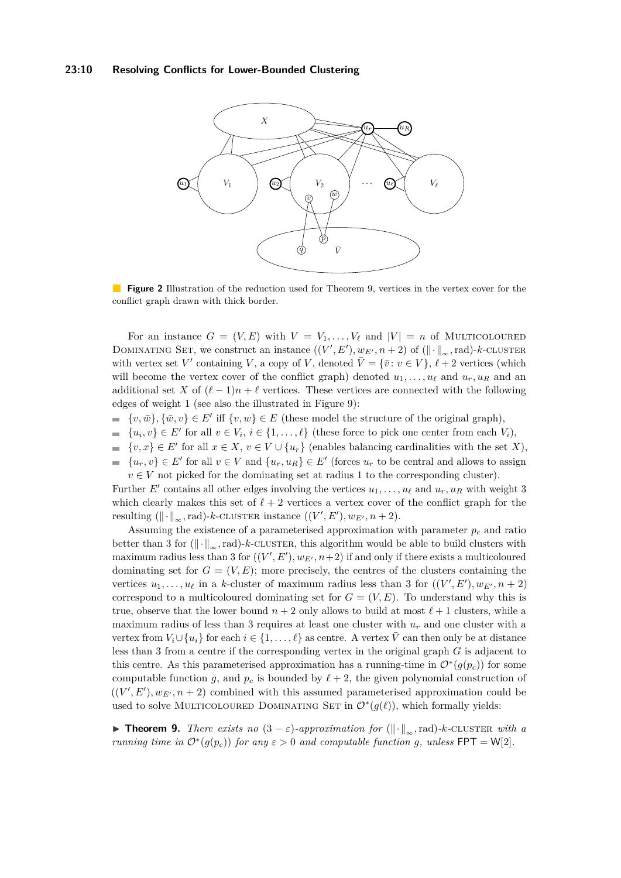**Figure 2** Illustration of the reduction used for Theorem 9, vertices in the vertex cover for the conflict graph drawn with thick border.

For an instance $G = (V, E)$ with $V = V_1, \ldots, V_\ell$ and $|V| = n$ of Multicoloured Dominating Set, we construct an instance $((V', E'), w_{E'}, n+2)$ of $(\|\cdot\|_\infty, \mathrm{rad})$-$k$-cluster with vertex set $V'$ containing $V$, a copy of $V$, denoted $\bar{V} = \{\bar{v} : v \in V\}$, $\ell + 2$ vertices (which will become the vertex cover of the conflict graph) denoted $u_1, \ldots, u_\ell$ and $u_r, u_R$ and an additional set $X$ of $(\ell - 1)n + \ell$ vertices. These vertices are connected with the following edges of weight 1 (see also the illustrated in Figure 9):

- $\{v, \bar{w}\}, \{\bar{w}, v\} \in E'$ iff $\{v, w\} \in E$ (these model the structure of the original graph),
- $\{u_i, v\} \in E'$ for all $v \in V_i$, $i \in \{1, \ldots, \ell\}$ (these force to pick one center from each $V_i$),
- $\{v, x\} \in E'$ for all $x \in X$, $v \in V \cup \{u_r\}$ (enables balancing cardinalities with the set $X$),
- $\{u_r, v\} \in E'$ for all $v \in V$ and $\{u_r, u_R\} \in E'$ (forces $u_r$ to be central and allows to assign $v \in V$ not picked for the dominating set at radius 1 to the corresponding cluster).

Further $E'$ contains all other edges involving the vertices $u_1, \ldots, u_\ell$ and $u_r, u_R$ with weight 3 which clearly makes this set of $\ell + 2$ vertices a vertex cover of the conflict graph for the resulting $(\|\cdot\|_\infty, \mathrm{rad})$-$k$-cluster instance $((V', E'), w_{E'}, n+2)$.

Assuming the existence of a parameterised approximation with parameter $p_c$ and ratio better than 3 for $(\|\cdot\|_\infty, \mathrm{rad})$-$k$-cluster, this algorithm would be able to build clusters with maximum radius less than 3 for $((V', E'), w_{E'}, n+2)$ if and only if there exists a multicoloured dominating set for $G = (V, E)$; more precisely, the centres of the clusters containing the vertices $u_1, \ldots, u_\ell$ in a $k$-cluster of maximum radius less than 3 for $((V', E'), w_{E'}, n+2)$ correspond to a multicoloured dominating set for $G = (V, E)$. To understand why this is true, observe that the lower bound $n + 2$ only allows to build at most $\ell + 1$ clusters, while a maximum radius of less than 3 requires at least one cluster with $u_r$ and one cluster with a vertex from $V_i \cup \{u_i\}$ for each $i \in \{1, \ldots, \ell\}$ as centre. A vertex $\bar{V}$ can then only be at distance less than 3 from a centre if the corresponding vertex in the original graph $G$ is adjacent to this centre. As this parameterised approximation has a running-time in $\mathcal{O}^*(g(p_c))$ for some computable function $g$, and $p_c$ is bounded by $\ell + 2$, the given polynomial construction of $((V', E'), w_{E'}, n+2)$ combined with this assumed parameterised approximation could be used to solve Multicoloured Dominating Set in $\mathcal{O}^*(g(\ell))$, which formally yields:

▶ **Theorem 9.** *There exists no $(3 - \varepsilon)$-approximation for $(\|\cdot\|_\infty, \mathrm{rad})$-$k$-cluster with a running time in $\mathcal{O}^*(g(p_c))$ for any $\varepsilon > 0$ and computable function $g$, unless* $\mathsf{FPT} = \mathsf{W[2]}$.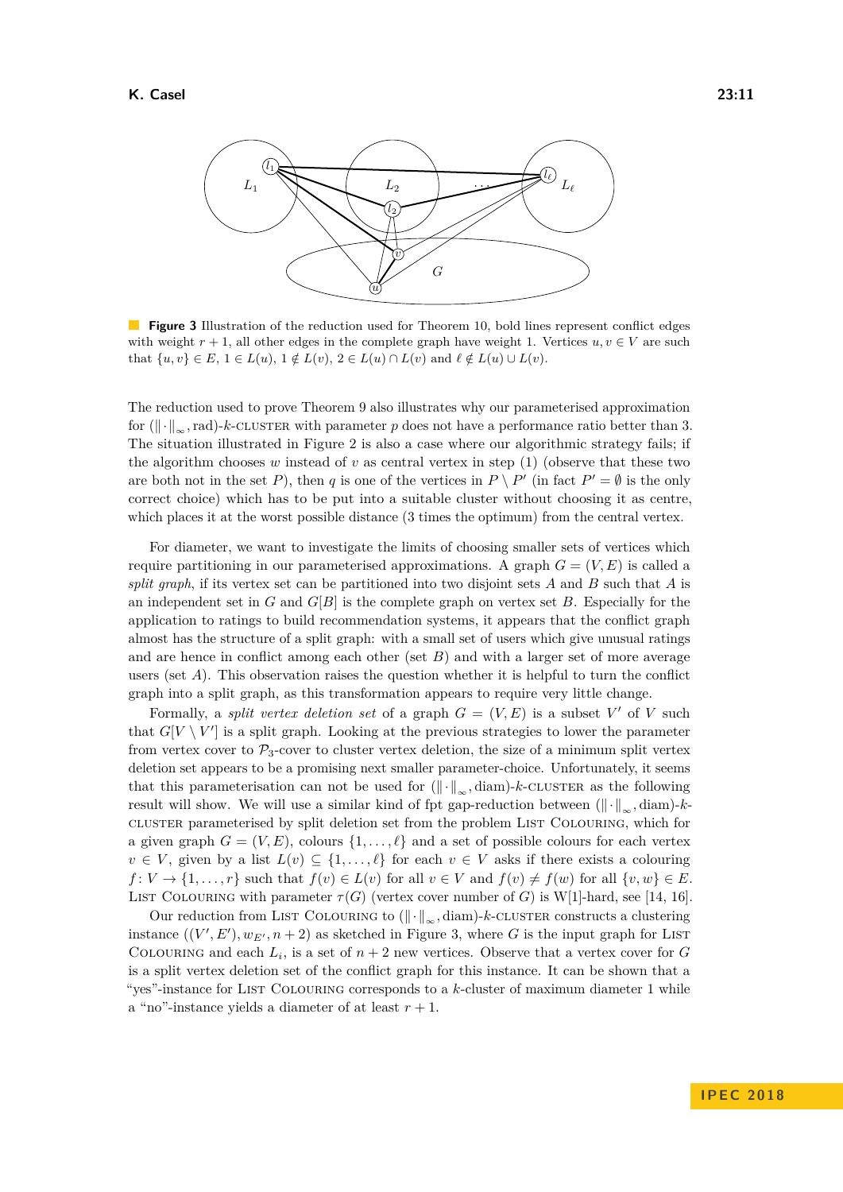**Figure 3** Illustration of the reduction used for Theorem 10, bold lines represent conflict edges with weight $r+1$, all other edges in the complete graph have weight 1. Vertices $u, v \in V$ are such that $\{u,v\} \in E$, $1 \in L(u)$, $1 \notin L(v)$, $2 \in L(u) \cap L(v)$ and $\ell \notin L(u) \cup L(v)$.

The reduction used to prove Theorem 9 also illustrates why our parameterised approximation for $(\|\cdot\|_\infty, \text{rad})$-$k$-CLUSTER with parameter $p$ does not have a performance ratio better than 3. The situation illustrated in Figure 2 is also a case where our algorithmic strategy fails; if the algorithm chooses $w$ instead of $v$ as central vertex in step (1) (observe that these two are both not in the set $P$), then $q$ is one of the vertices in $P \setminus P'$ (in fact $P' = \emptyset$ is the only correct choice) which has to be put into a suitable cluster without choosing it as centre, which places it at the worst possible distance (3 times the optimum) from the central vertex.

For diameter, we want to investigate the limits of choosing smaller sets of vertices which require partitioning in our parameterised approximations. A graph $G = (V, E)$ is called a *split graph*, if its vertex set can be partitioned into two disjoint sets $A$ and $B$ such that $A$ is an independent set in $G$ and $G[B]$ is the complete graph on vertex set $B$. Especially for the application to ratings to build recommendation systems, it appears that the conflict graph almost has the structure of a split graph: with a small set of users which give unusual ratings and are hence in conflict among each other (set $B$) and with a larger set of more average users (set $A$). This observation raises the question whether it is helpful to turn the conflict graph into a split graph, as this transformation appears to require very little change.

Formally, a *split vertex deletion set* of a graph $G = (V, E)$ is a subset $V'$ of $V$ such that $G[V \setminus V']$ is a split graph. Looking at the previous strategies to lower the parameter from vertex cover to $\mathcal{P}_3$-cover to cluster vertex deletion, the size of a minimum split vertex deletion set appears to be a promising next smaller parameter-choice. Unfortunately, it seems that this parameterisation can not be used for $(\|\cdot\|_\infty, \text{diam})$-$k$-CLUSTER as the following result will show. We will use a similar kind of fpt gap-reduction between $(\|\cdot\|_\infty, \text{diam})$-$k$-CLUSTER parameterised by split deletion set from the problem LIST COLOURING, which for a given graph $G = (V, E)$, colours $\{1, \ldots, \ell\}$ and a set of possible colours for each vertex $v \in V$, given by a list $L(v) \subseteq \{1, \ldots, \ell\}$ for each $v \in V$ asks if there exists a colouring $f\colon V \to \{1, \ldots, r\}$ such that $f(v) \in L(v)$ for all $v \in V$ and $f(v) \neq f(w)$ for all $\{v, w\} \in E$. LIST COLOURING with parameter $\tau(G)$ (vertex cover number of $G$) is W[1]-hard, see [14, 16].

Our reduction from LIST COLOURING to $(\|\cdot\|_\infty, \text{diam})$-$k$-CLUSTER constructs a clustering instance $((V', E'), w_{E'}, n+2)$ as sketched in Figure 3, where $G$ is the input graph for LIST COLOURING and each $L_i$, is a set of $n+2$ new vertices. Observe that a vertex cover for $G$ is a split vertex deletion set of the conflict graph for this instance. It can be shown that a "yes"-instance for LIST COLOURING corresponds to a $k$-cluster of maximum diameter 1 while a "no"-instance yields a diameter of at least $r+1$.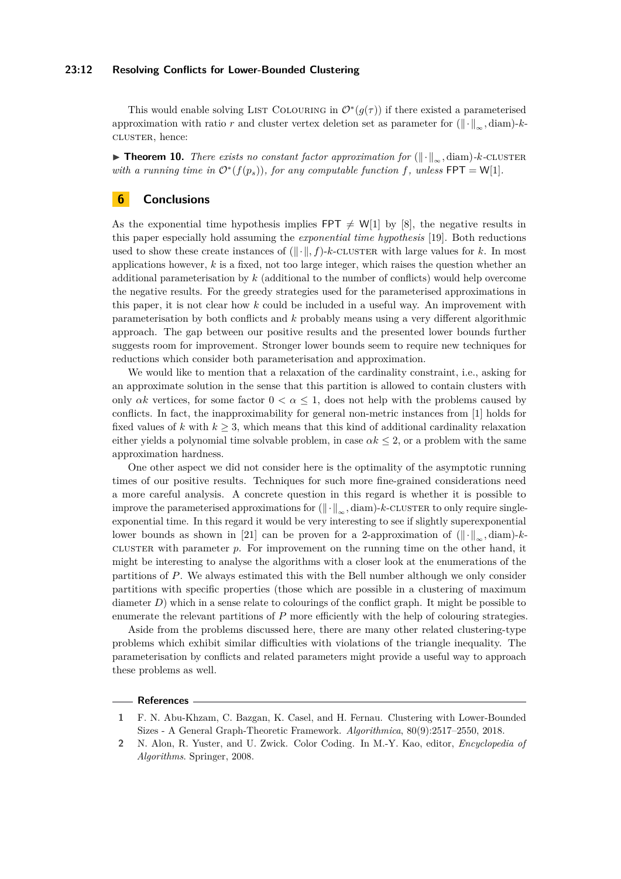This would enable solving List Colouring in $\mathcal{O}^*(g(\tau))$ if there existed a parameterised approximation with ratio $r$ and cluster vertex deletion set as parameter for $(\|\cdot\|_\infty, \mathrm{diam})$-$k$-cluster, hence:

▶ **Theorem 10.** *There exists no constant factor approximation for* $(\|\cdot\|_\infty, \mathrm{diam})$-$k$-cluster *with a running time in* $\mathcal{O}^*(f(p_s))$*, for any computable function* $f$*, unless* FPT = W[1]*.*

## 6 Conclusions

As the exponential time hypothesis implies FPT $\neq$ W[1] by [8], the negative results in this paper especially hold assuming the *exponential time hypothesis* [19]. Both reductions used to show these create instances of $(\|\cdot\|, f)$-$k$-cluster with large values for $k$. In most applications however, $k$ is a fixed, not too large integer, which raises the question whether an additional parameterisation by $k$ (additional to the number of conflicts) would help overcome the negative results. For the greedy strategies used for the parameterised approximations in this paper, it is not clear how $k$ could be included in a useful way. An improvement with parameterisation by both conflicts and $k$ probably means using a very different algorithmic approach. The gap between our positive results and the presented lower bounds further suggests room for improvement. Stronger lower bounds seem to require new techniques for reductions which consider both parameterisation and approximation.

We would like to mention that a relaxation of the cardinality constraint, i.e., asking for an approximate solution in the sense that this partition is allowed to contain clusters with only $\alpha k$ vertices, for some factor $0 < \alpha \leq 1$, does not help with the problems caused by conflicts. In fact, the inapproximability for general non-metric instances from [1] holds for fixed values of $k$ with $k \geq 3$, which means that this kind of additional cardinality relaxation either yields a polynomial time solvable problem, in case $\alpha k \leq 2$, or a problem with the same approximation hardness.

One other aspect we did not consider here is the optimality of the asymptotic running times of our positive results. Techniques for such more fine-grained considerations need a more careful analysis. A concrete question in this regard is whether it is possible to improve the parameterised approximations for $(\|\cdot\|_\infty, \mathrm{diam})$-$k$-cluster to only require single-exponential time. In this regard it would be very interesting to see if slightly superexponential lower bounds as shown in [21] can be proven for a 2-approximation of $(\|\cdot\|_\infty, \mathrm{diam})$-$k$-cluster with parameter $p$. For improvement on the running time on the other hand, it might be interesting to analyse the algorithms with a closer look at the enumerations of the partitions of $P$. We always estimated this with the Bell number although we only consider partitions with specific properties (those which are possible in a clustering of maximum diameter $D$) which in a sense relate to colourings of the conflict graph. It might be possible to enumerate the relevant partitions of $P$ more efficiently with the help of colouring strategies.

Aside from the problems discussed here, there are many other related clustering-type problems which exhibit similar difficulties with violations of the triangle inequality. The parameterisation by conflicts and related parameters might provide a useful way to approach these problems as well.

## References

1. F. N. Abu-Khzam, C. Bazgan, K. Casel, and H. Fernau. Clustering with Lower-Bounded Sizes - A General Graph-Theoretic Framework. *Algorithmica*, 80(9):2517–2550, 2018.
2. N. Alon, R. Yuster, and U. Zwick. Color Coding. In M.-Y. Kao, editor, *Encyclopedia of Algorithms*. Springer, 2008.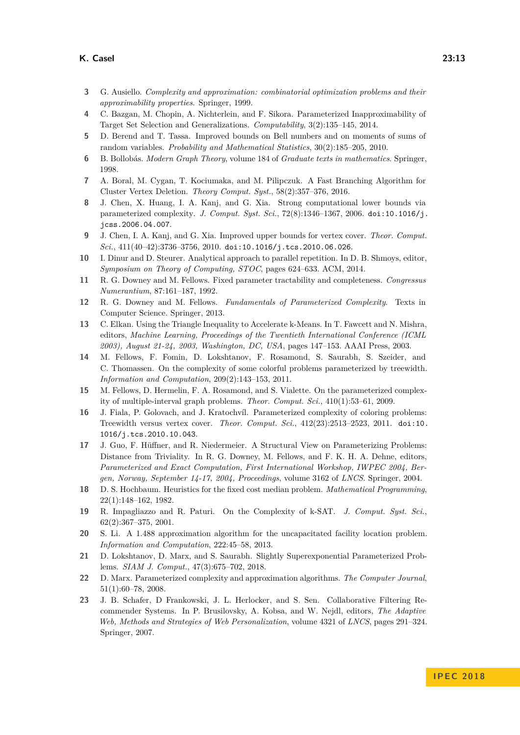3. G. Ausiello. *Complexity and approximation: combinatorial optimization problems and their approximability properties.* Springer, 1999.
4. C. Bazgan, M. Chopin, A. Nichterlein, and F. Sikora. Parameterized Inapproximability of Target Set Selection and Generalizations. *Computability*, 3(2):135–145, 2014.
5. D. Berend and T. Tassa. Improved bounds on Bell numbers and on moments of sums of random variables. *Probability and Mathematical Statistics*, 30(2):185–205, 2010.
6. B. Bollobás. *Modern Graph Theory*, volume 184 of *Graduate texts in mathematics*. Springer, 1998.
7. A. Boral, M. Cygan, T. Kociumaka, and M. Pilipczuk. A Fast Branching Algorithm for Cluster Vertex Deletion. *Theory Comput. Syst.*, 58(2):357–376, 2016.
8. J. Chen, X. Huang, I. A. Kanj, and G. Xia. Strong computational lower bounds via parameterized complexity. *J. Comput. Syst. Sci.*, 72(8):1346–1367, 2006. doi:10.1016/j.jcss.2006.04.007.
9. J. Chen, I. A. Kanj, and G. Xia. Improved upper bounds for vertex cover. *Theor. Comput. Sci.*, 411(40–42):3736–3756, 2010. doi:10.1016/j.tcs.2010.06.026.
10. I. Dinur and D. Steurer. Analytical approach to parallel repetition. In D. B. Shmoys, editor, *Symposium on Theory of Computing, STOC*, pages 624–633. ACM, 2014.
11. R. G. Downey and M. Fellows. Fixed parameter tractability and completeness. *Congressus Numerantium*, 87:161–187, 1992.
12. R. G. Downey and M. Fellows. *Fundamentals of Parameterized Complexity*. Texts in Computer Science. Springer, 2013.
13. C. Elkan. Using the Triangle Inequality to Accelerate k-Means. In T. Fawcett and N. Mishra, editors, *Machine Learning, Proceedings of the Twentieth International Conference (ICML 2003), August 21-24, 2003, Washington, DC, USA*, pages 147–153. AAAI Press, 2003.
14. M. Fellows, F. Fomin, D. Lokshtanov, F. Rosamond, S. Saurabh, S. Szeider, and C. Thomassen. On the complexity of some colorful problems parameterized by treewidth. *Information and Computation*, 209(2):143–153, 2011.
15. M. Fellows, D. Hermelin, F. A. Rosamond, and S. Vialette. On the parameterized complexity of multiple-interval graph problems. *Theor. Comput. Sci.*, 410(1):53–61, 2009.
16. J. Fiala, P. Golovach, and J. Kratochvíl. Parameterized complexity of coloring problems: Treewidth versus vertex cover. *Theor. Comput. Sci.*, 412(23):2513–2523, 2011. doi:10.1016/j.tcs.2010.10.043.
17. J. Guo, F. Hüffner, and R. Niedermeier. A Structural View on Parameterizing Problems: Distance from Triviality. In R. G. Downey, M. Fellows, and F. K. H. A. Dehne, editors, *Parameterized and Exact Computation, First International Workshop, IWPEC 2004, Bergen, Norway, September 14-17, 2004, Proceedings*, volume 3162 of *LNCS*. Springer, 2004.
18. D. S. Hochbaum. Heuristics for the fixed cost median problem. *Mathematical Programming*, 22(1):148–162, 1982.
19. R. Impagliazzo and R. Paturi. On the Complexity of k-SAT. *J. Comput. Syst. Sci.*, 62(2):367–375, 2001.
20. S. Li. A 1.488 approximation algorithm for the uncapacitated facility location problem. *Information and Computation*, 222:45–58, 2013.
21. D. Lokshtanov, D. Marx, and S. Saurabh. Slightly Superexponential Parameterized Problems. *SIAM J. Comput.*, 47(3):675–702, 2018.
22. D. Marx. Parameterized complexity and approximation algorithms. *The Computer Journal*, 51(1):60–78, 2008.
23. J. B. Schafer, D Frankowski, J. L. Herlocker, and S. Sen. Collaborative Filtering Recommender Systems. In P. Brusilovsky, A. Kobsa, and W. Nejdl, editors, *The Adaptive Web, Methods and Strategies of Web Personalization*, volume 4321 of *LNCS*, pages 291–324. Springer, 2007.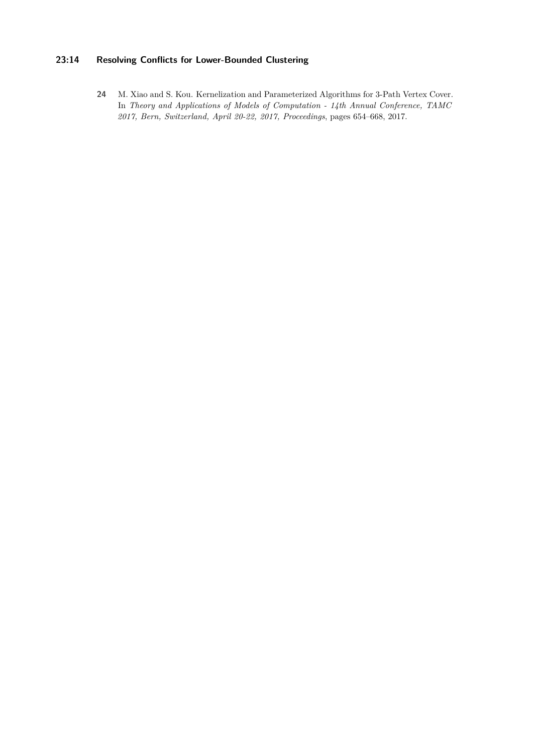24 M. Xiao and S. Kou. Kernelization and Parameterized Algorithms for 3-Path Vertex Cover. In *Theory and Applications of Models of Computation - 14th Annual Conference, TAMC 2017, Bern, Switzerland, April 20-22, 2017, Proceedings*, pages 654–668, 2017.